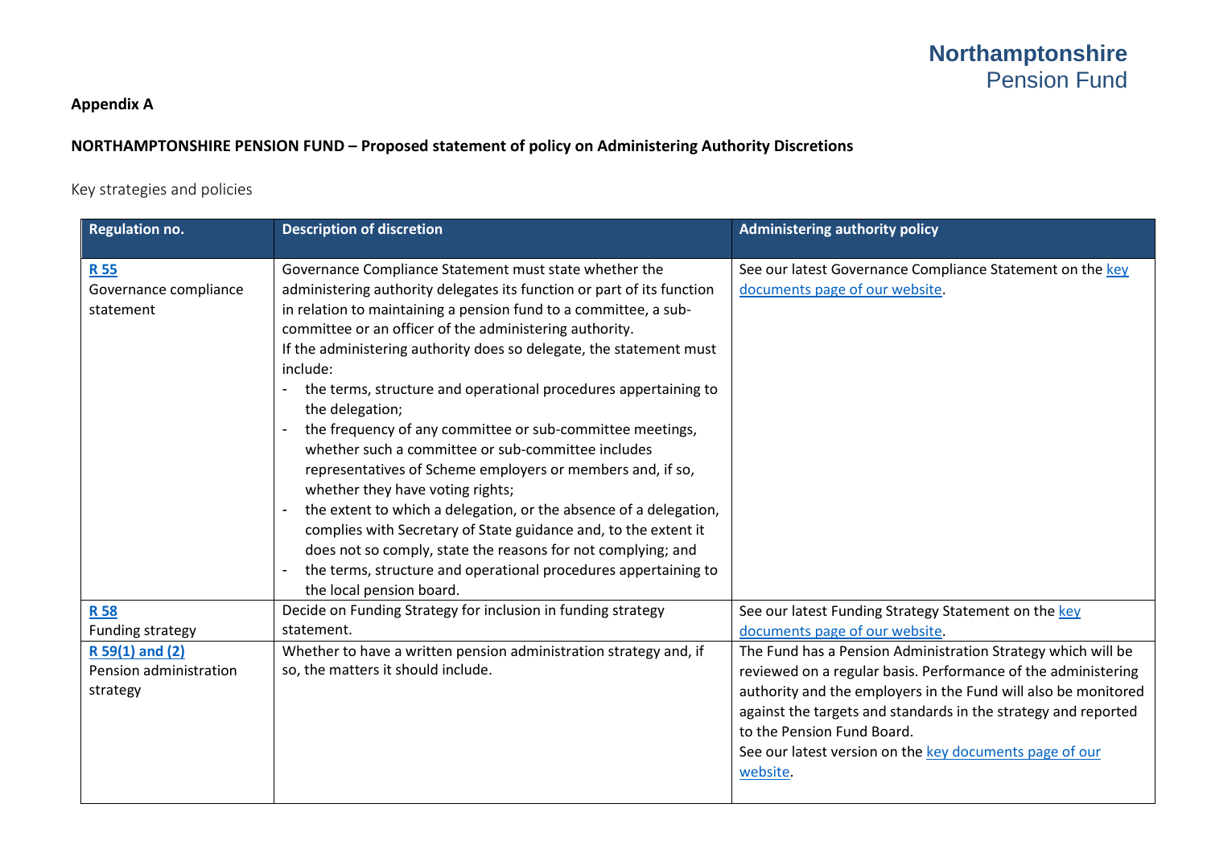**Appendix A**

**NORTHAMPTONSHIRE PENSION FUND – Proposed statement of policy on Administering Authority Discretions**

Key strategies and policies

| Regulation no. | Description of discretion | Administering authority policy |
|---|---|---|
| **R 55**<br>Governance compliance statement | Governance Compliance Statement must state whether the administering authority delegates its function or part of its function in relation to maintaining a pension fund to a committee, a sub-committee or an officer of the administering authority.<br>If the administering authority does so delegate, the statement must include:<br>- the terms, structure and operational procedures appertaining to the delegation;<br>- the frequency of any committee or sub-committee meetings, whether such a committee or sub-committee includes representatives of Scheme employers or members and, if so, whether they have voting rights;<br>- the extent to which a delegation, or the absence of a delegation, complies with Secretary of State guidance and, to the extent it does not so comply, state the reasons for not complying; and<br>- the terms, structure and operational procedures appertaining to the local pension board. | See our latest Governance Compliance Statement on the key documents page of our website. |
| **R 58**<br>Funding strategy | Decide on Funding Strategy for inclusion in funding strategy statement. | See our latest Funding Strategy Statement on the key documents page of our website. |
| **R 59(1) and (2)**<br>Pension administration strategy | Whether to have a written pension administration strategy and, if so, the matters it should include. | The Fund has a Pension Administration Strategy which will be reviewed on a regular basis. Performance of the administering authority and the employers in the Fund will also be monitored against the targets and standards in the strategy and reported to the Pension Fund Board.<br>See our latest version on the key documents page of our website. |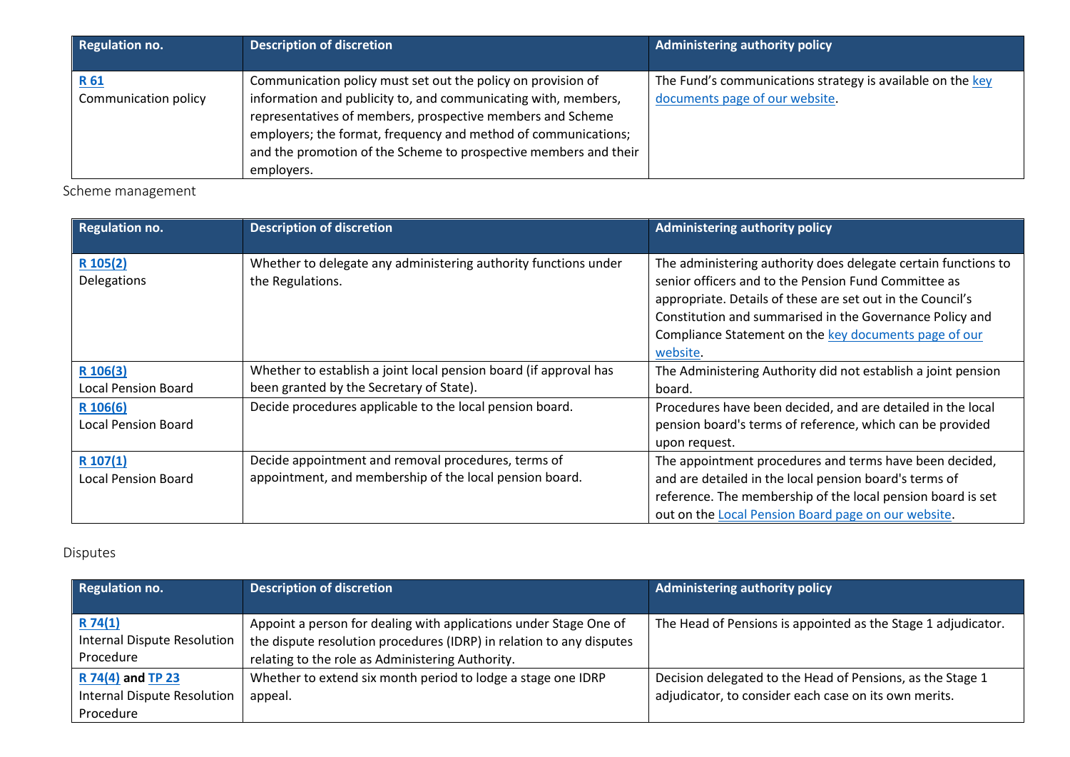| Regulation no. | Description of discretion | Administering authority policy |
| --- | --- | --- |
| **R 61** Communication policy | Communication policy must set out the policy on provision of information and publicity to, and communicating with, members, representatives of members, prospective members and Scheme employers; the format, frequency and method of communications; and the promotion of the Scheme to prospective members and their employers. | The Fund's communications strategy is available on the key documents page of our website. |

Scheme management

| Regulation no. | Description of discretion | Administering authority policy |
| --- | --- | --- |
| **R 105(2)** Delegations | Whether to delegate any administering authority functions under the Regulations. | The administering authority does delegate certain functions to senior officers and to the Pension Fund Committee as appropriate. Details of these are set out in the Council's Constitution and summarised in the Governance Policy and Compliance Statement on the key documents page of our website. |
| **R 106(3)** Local Pension Board | Whether to establish a joint local pension board (if approval has been granted by the Secretary of State). | The Administering Authority did not establish a joint pension board. |
| **R 106(6)** Local Pension Board | Decide procedures applicable to the local pension board. | Procedures have been decided, and are detailed in the local pension board's terms of reference, which can be provided upon request. |
| **R 107(1)** Local Pension Board | Decide appointment and removal procedures, terms of appointment, and membership of the local pension board. | The appointment procedures and terms have been decided, and are detailed in the local pension board's terms of reference. The membership of the local pension board is set out on the Local Pension Board page on our website. |

Disputes

| Regulation no. | Description of discretion | Administering authority policy |
| --- | --- | --- |
| **R 74(1)** Internal Dispute Resolution Procedure | Appoint a person for dealing with applications under Stage One of the dispute resolution procedures (IDRP) in relation to any disputes relating to the role as Administering Authority. | The Head of Pensions is appointed as the Stage 1 adjudicator. |
| **R 74(4) and TP 23** Internal Dispute Resolution Procedure | Whether to extend six month period to lodge a stage one IDRP appeal. | Decision delegated to the Head of Pensions, as the Stage 1 adjudicator, to consider each case on its own merits. |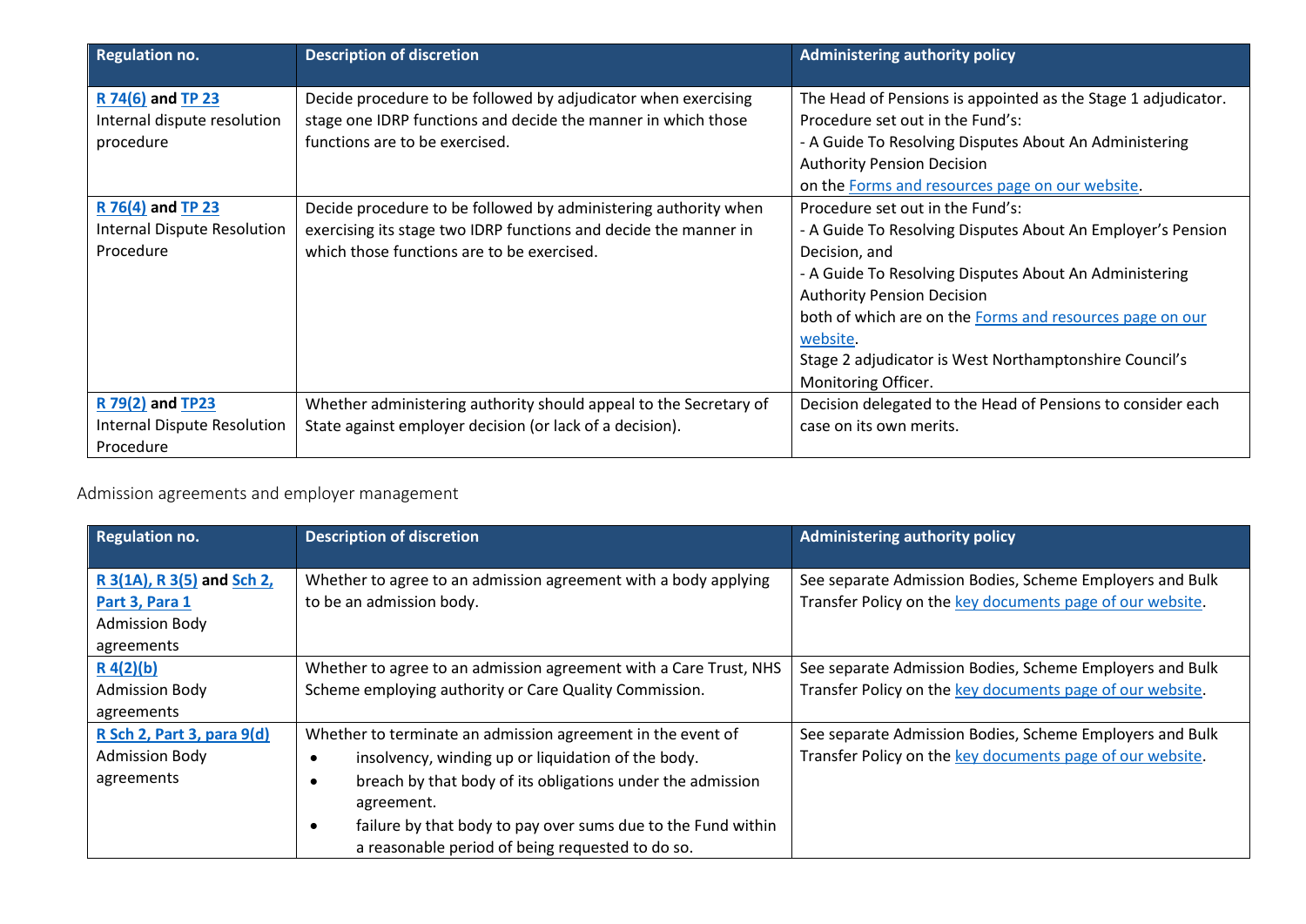| Regulation no. | Description of discretion | Administering authority policy |
|---|---|---|
| **R 74(6) and TP 23** Internal dispute resolution procedure | Decide procedure to be followed by adjudicator when exercising stage one IDRP functions and decide the manner in which those functions are to be exercised. | The Head of Pensions is appointed as the Stage 1 adjudicator. Procedure set out in the Fund's: - A Guide To Resolving Disputes About An Administering Authority Pension Decision on the Forms and resources page on our website. |
| **R 76(4) and TP 23** Internal Dispute Resolution Procedure | Decide procedure to be followed by administering authority when exercising its stage two IDRP functions and decide the manner in which those functions are to be exercised. | Procedure set out in the Fund's: - A Guide To Resolving Disputes About An Employer's Pension Decision, and - A Guide To Resolving Disputes About An Administering Authority Pension Decision both of which are on the Forms and resources page on our website. Stage 2 adjudicator is West Northamptonshire Council's Monitoring Officer. |
| **R 79(2) and TP23** Internal Dispute Resolution Procedure | Whether administering authority should appeal to the Secretary of State against employer decision (or lack of a decision). | Decision delegated to the Head of Pensions to consider each case on its own merits. |

Admission agreements and employer management

| Regulation no. | Description of discretion | Administering authority policy |
|---|---|---|
| **R 3(1A), R 3(5) and Sch 2, Part 3, Para 1** Admission Body agreements | Whether to agree to an admission agreement with a body applying to be an admission body. | See separate Admission Bodies, Scheme Employers and Bulk Transfer Policy on the key documents page of our website. |
| **R 4(2)(b)** Admission Body agreements | Whether to agree to an admission agreement with a Care Trust, NHS Scheme employing authority or Care Quality Commission. | See separate Admission Bodies, Scheme Employers and Bulk Transfer Policy on the key documents page of our website. |
| **R Sch 2, Part 3, para 9(d)** Admission Body agreements | Whether to terminate an admission agreement in the event of<br>• insolvency, winding up or liquidation of the body.<br>• breach by that body of its obligations under the admission agreement.<br>• failure by that body to pay over sums due to the Fund within a reasonable period of being requested to do so. | See separate Admission Bodies, Scheme Employers and Bulk Transfer Policy on the key documents page of our website. |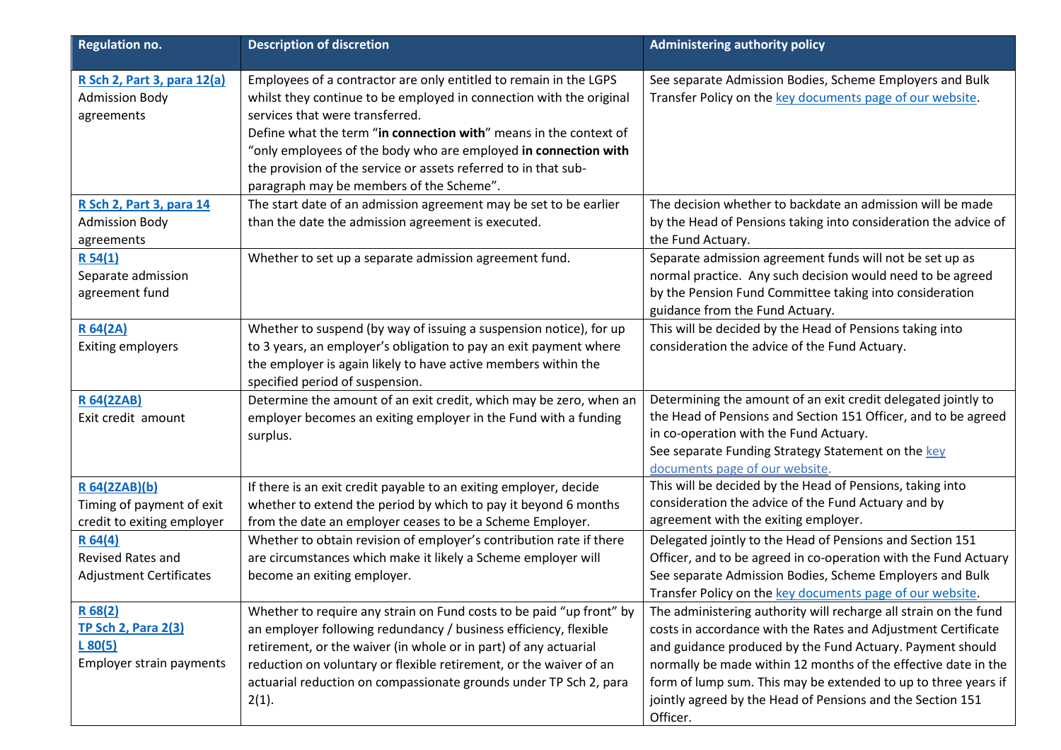| Regulation no. | Description of discretion | Administering authority policy |
| --- | --- | --- |
| **R Sch 2, Part 3, para 12(a)**<br>Admission Body agreements | Employees of a contractor are only entitled to remain in the LGPS whilst they continue to be employed in connection with the original services that were transferred.<br>Define what the term "**in connection with**" means in the context of "only employees of the body who are employed **in connection with** the provision of the service or assets referred to in that sub-paragraph may be members of the Scheme". | See separate Admission Bodies, Scheme Employers and Bulk Transfer Policy on the key documents page of our website. |
| **R Sch 2, Part 3, para 14**<br>Admission Body agreements | The start date of an admission agreement may be set to be earlier than the date the admission agreement is executed. | The decision whether to backdate an admission will be made by the Head of Pensions taking into consideration the advice of the Fund Actuary. |
| **R 54(1)**<br>Separate admission agreement fund | Whether to set up a separate admission agreement fund. | Separate admission agreement funds will not be set up as normal practice. Any such decision would need to be agreed by the Pension Fund Committee taking into consideration guidance from the Fund Actuary. |
| **R 64(2A)**<br>Exiting employers | Whether to suspend (by way of issuing a suspension notice), for up to 3 years, an employer's obligation to pay an exit payment where the employer is again likely to have active members within the specified period of suspension. | This will be decided by the Head of Pensions taking into consideration the advice of the Fund Actuary. |
| **R 64(2ZAB)**<br>Exit credit amount | Determine the amount of an exit credit, which may be zero, when an employer becomes an exiting employer in the Fund with a funding surplus. | Determining the amount of an exit credit delegated jointly to the Head of Pensions and Section 151 Officer, and to be agreed in co-operation with the Fund Actuary.<br>See separate Funding Strategy Statement on the key documents page of our website. |
| **R 64(2ZAB)(b)**<br>Timing of payment of exit credit to exiting employer | If there is an exit credit payable to an exiting employer, decide whether to extend the period by which to pay it beyond 6 months from the date an employer ceases to be a Scheme Employer. | This will be decided by the Head of Pensions, taking into consideration the advice of the Fund Actuary and by agreement with the exiting employer. |
| **R 64(4)**<br>Revised Rates and Adjustment Certificates | Whether to obtain revision of employer's contribution rate if there are circumstances which make it likely a Scheme employer will become an exiting employer. | Delegated jointly to the Head of Pensions and Section 151 Officer, and to be agreed in co-operation with the Fund Actuary<br>See separate Admission Bodies, Scheme Employers and Bulk Transfer Policy on the key documents page of our website. |
| **R 68(2)**<br>**TP Sch 2, Para 2(3)**<br>**L 80(5)**<br>Employer strain payments | Whether to require any strain on Fund costs to be paid "up front" by an employer following redundancy / business efficiency, flexible retirement, or the waiver (in whole or in part) of any actuarial reduction on voluntary or flexible retirement, or the waiver of an actuarial reduction on compassionate grounds under TP Sch 2, para 2(1). | The administering authority will recharge all strain on the fund costs in accordance with the Rates and Adjustment Certificate and guidance produced by the Fund Actuary. Payment should normally be made within 12 months of the effective date in the form of lump sum. This may be extended to up to three years if jointly agreed by the Head of Pensions and the Section 151 Officer. |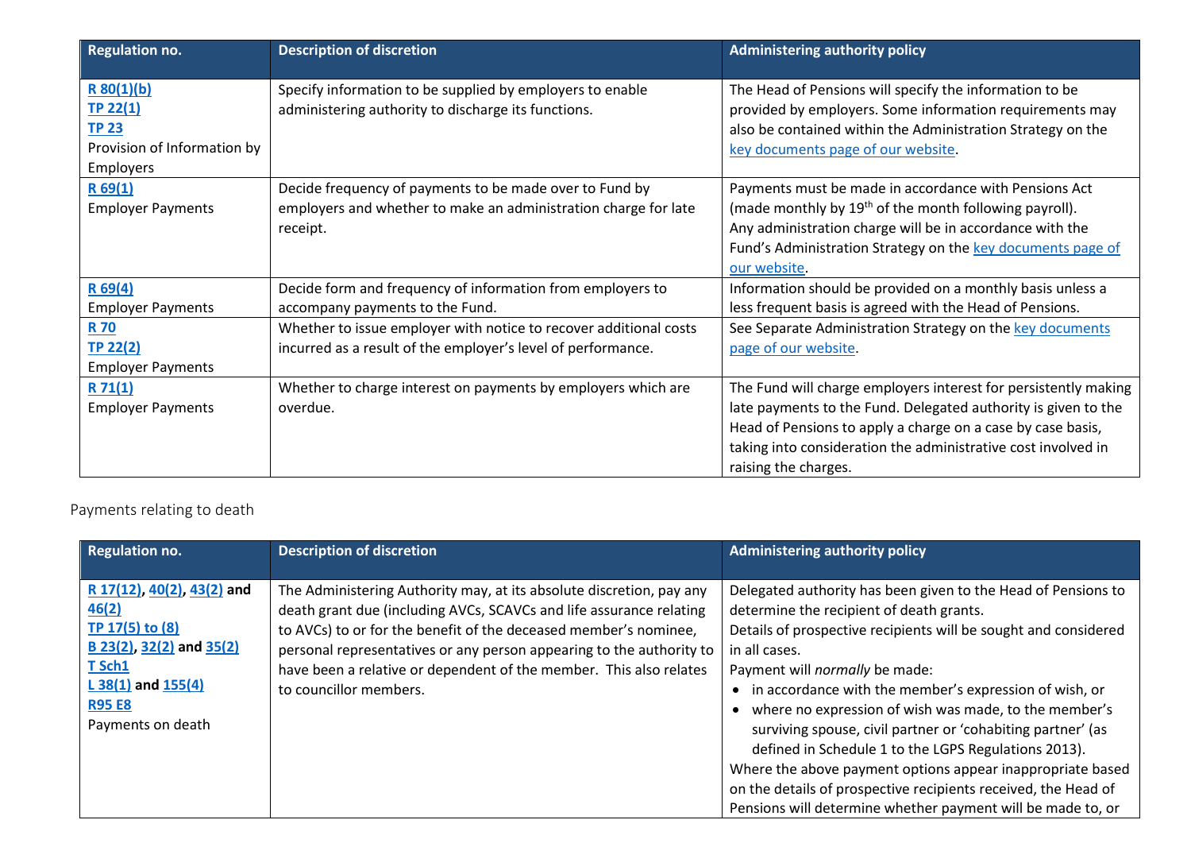| Regulation no. | Description of discretion | Administering authority policy |
|---|---|---|
| R 80(1)(b)<br>TP 22(1)<br>TP 23<br>Provision of Information by Employers | Specify information to be supplied by employers to enable administering authority to discharge its functions. | The Head of Pensions will specify the information to be provided by employers. Some information requirements may also be contained within the Administration Strategy on the key documents page of our website. |
| R 69(1)<br>Employer Payments | Decide frequency of payments to be made over to Fund by employers and whether to make an administration charge for late receipt. | Payments must be made in accordance with Pensions Act (made monthly by 19th of the month following payroll).<br>Any administration charge will be in accordance with the Fund's Administration Strategy on the key documents page of our website. |
| R 69(4)<br>Employer Payments | Decide form and frequency of information from employers to accompany payments to the Fund. | Information should be provided on a monthly basis unless a less frequent basis is agreed with the Head of Pensions. |
| R 70<br>TP 22(2)<br>Employer Payments | Whether to issue employer with notice to recover additional costs incurred as a result of the employer's level of performance. | See Separate Administration Strategy on the key documents page of our website. |
| R 71(1)<br>Employer Payments | Whether to charge interest on payments by employers which are overdue. | The Fund will charge employers interest for persistently making late payments to the Fund. Delegated authority is given to the Head of Pensions to apply a charge on a case by case basis, taking into consideration the administrative cost involved in raising the charges. |

Payments relating to death

| Regulation no. | Description of discretion | Administering authority policy |
|---|---|---|
| **R 17(12), 40(2), 43(2) and 46(2)**<br>**TP 17(5) to (8)**<br>**B 23(2), 32(2) and 35(2)**<br>**T Sch1**<br>**L 38(1) and 155(4)**<br>**R95 E8**<br>Payments on death | The Administering Authority may, at its absolute discretion, pay any death grant due (including AVCs, SCAVCs and life assurance relating to AVCs) to or for the benefit of the deceased member's nominee, personal representatives or any person appearing to the authority to have been a relative or dependent of the member. This also relates to councillor members. | Delegated authority has been given to the Head of Pensions to determine the recipient of death grants.<br>Details of prospective recipients will be sought and considered in all cases.<br>Payment will *normally* be made:<br>• in accordance with the member's expression of wish, or<br>• where no expression of wish was made, to the member's surviving spouse, civil partner or 'cohabiting partner' (as defined in Schedule 1 to the LGPS Regulations 2013).<br>Where the above payment options appear inappropriate based on the details of prospective recipients received, the Head of Pensions will determine whether payment will be made to, or |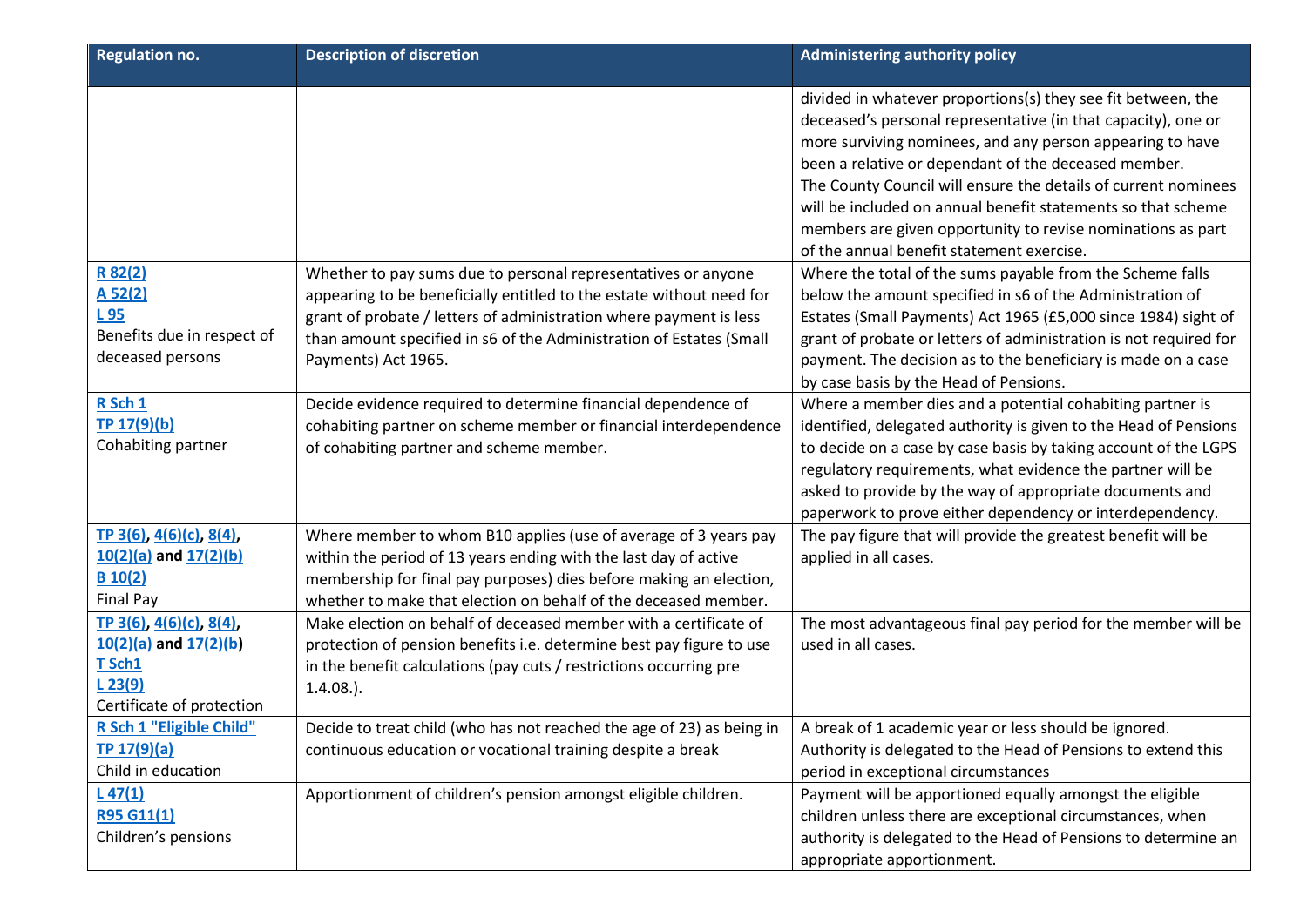| Regulation no. | Description of discretion | Administering authority policy |
|---|---|---|
| | | divided in whatever proportions(s) they see fit between, the deceased's personal representative (in that capacity), one or more surviving nominees, and any person appearing to have been a relative or dependant of the deceased member. The County Council will ensure the details of current nominees will be included on annual benefit statements so that scheme members are given opportunity to revise nominations as part of the annual benefit statement exercise. |
| R 82(2) A 52(2) L 95 Benefits due in respect of deceased persons | Whether to pay sums due to personal representatives or anyone appearing to be beneficially entitled to the estate without need for grant of probate / letters of administration where payment is less than amount specified in s6 of the Administration of Estates (Small Payments) Act 1965. | Where the total of the sums payable from the Scheme falls below the amount specified in s6 of the Administration of Estates (Small Payments) Act 1965 (£5,000 since 1984) sight of grant of probate or letters of administration is not required for payment. The decision as to the beneficiary is made on a case by case basis by the Head of Pensions. |
| R Sch 1 TP 17(9)(b) Cohabiting partner | Decide evidence required to determine financial dependence of cohabiting partner on scheme member or financial interdependence of cohabiting partner and scheme member. | Where a member dies and a potential cohabiting partner is identified, delegated authority is given to the Head of Pensions to decide on a case by case basis by taking account of the LGPS regulatory requirements, what evidence the partner will be asked to provide by the way of appropriate documents and paperwork to prove either dependency or interdependency. |
| TP 3(6), 4(6)(c), 8(4), 10(2)(a) and 17(2)(b) B 10(2) Final Pay | Where member to whom B10 applies (use of average of 3 years pay within the period of 13 years ending with the last day of active membership for final pay purposes) dies before making an election, whether to make that election on behalf of the deceased member. | The pay figure that will provide the greatest benefit will be applied in all cases. |
| TP 3(6), 4(6)(c), 8(4), 10(2)(a) and 17(2)(b) T Sch1 L 23(9) Certificate of protection | Make election on behalf of deceased member with a certificate of protection of pension benefits i.e. determine best pay figure to use in the benefit calculations (pay cuts / restrictions occurring pre 1.4.08.). | The most advantageous final pay period for the member will be used in all cases. |
| R Sch 1 "Eligible Child" TP 17(9)(a) Child in education | Decide to treat child (who has not reached the age of 23) as being in continuous education or vocational training despite a break | A break of 1 academic year or less should be ignored. Authority is delegated to the Head of Pensions to extend this period in exceptional circumstances |
| L 47(1) R95 G11(1) Children's pensions | Apportionment of children's pension amongst eligible children. | Payment will be apportioned equally amongst the eligible children unless there are exceptional circumstances, when authority is delegated to the Head of Pensions to determine an appropriate apportionment. |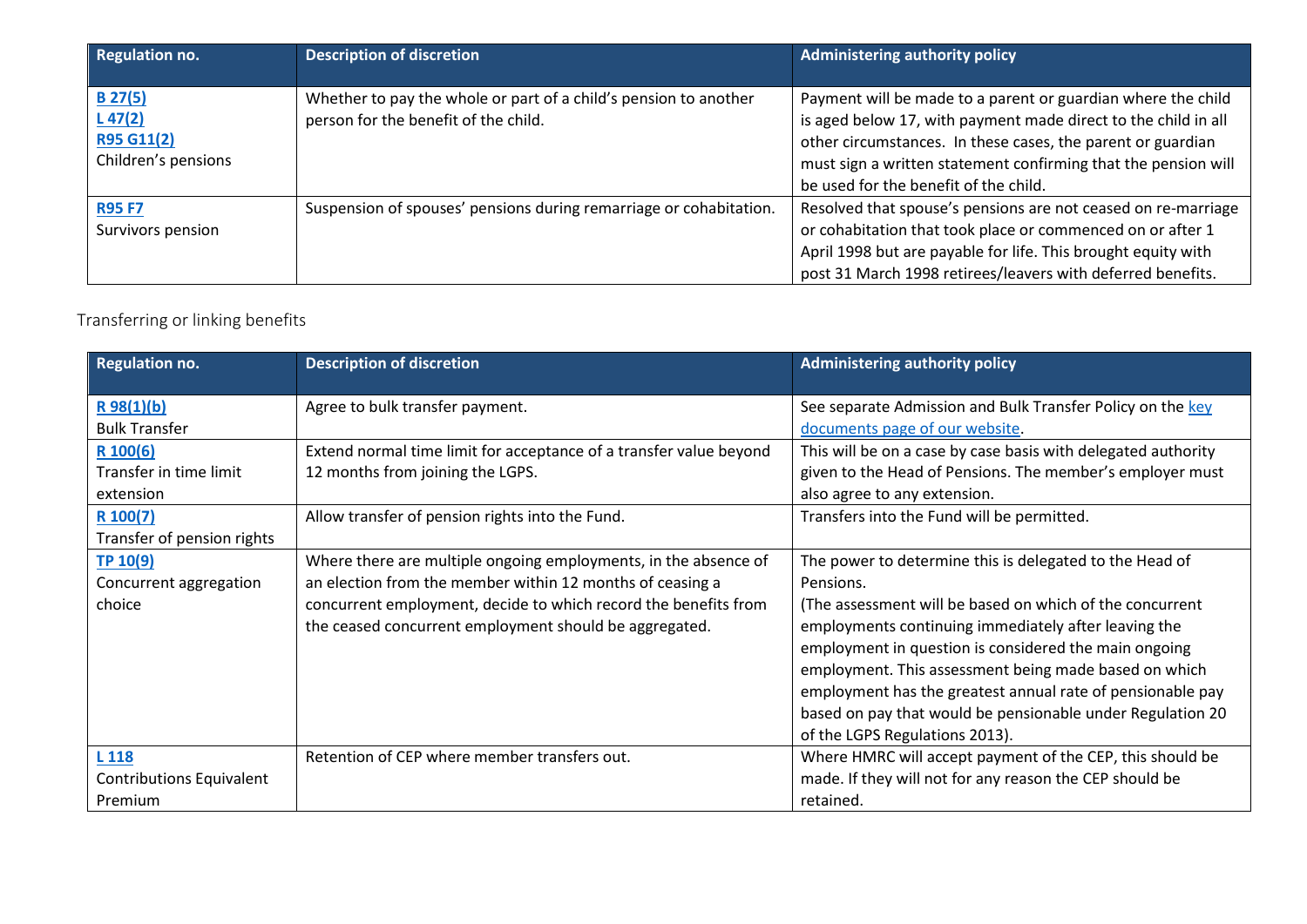| Regulation no. | Description of discretion | Administering authority policy |
| --- | --- | --- |
| B 27(5)<br>L 47(2)<br>R95 G11(2)<br>Children's pensions | Whether to pay the whole or part of a child's pension to another person for the benefit of the child. | Payment will be made to a parent or guardian where the child is aged below 17, with payment made direct to the child in all other circumstances. In these cases, the parent or guardian must sign a written statement confirming that the pension will be used for the benefit of the child. |
| R95 F7<br>Survivors pension | Suspension of spouses' pensions during remarriage or cohabitation. | Resolved that spouse's pensions are not ceased on re-marriage or cohabitation that took place or commenced on or after 1 April 1998 but are payable for life. This brought equity with post 31 March 1998 retirees/leavers with deferred benefits. |

## Transferring or linking benefits

| Regulation no. | Description of discretion | Administering authority policy |
| --- | --- | --- |
| R 98(1)(b)<br>Bulk Transfer | Agree to bulk transfer payment. | See separate Admission and Bulk Transfer Policy on the key documents page of our website. |
| R 100(6)<br>Transfer in time limit extension | Extend normal time limit for acceptance of a transfer value beyond 12 months from joining the LGPS. | This will be on a case by case basis with delegated authority given to the Head of Pensions. The member's employer must also agree to any extension. |
| R 100(7)<br>Transfer of pension rights | Allow transfer of pension rights into the Fund. | Transfers into the Fund will be permitted. |
| TP 10(9)<br>Concurrent aggregation choice | Where there are multiple ongoing employments, in the absence of an election from the member within 12 months of ceasing a concurrent employment, decide to which record the benefits from the ceased concurrent employment should be aggregated. | The power to determine this is delegated to the Head of Pensions.<br>(The assessment will be based on which of the concurrent employments continuing immediately after leaving the employment in question is considered the main ongoing employment. This assessment being made based on which employment has the greatest annual rate of pensionable pay based on pay that would be pensionable under Regulation 20 of the LGPS Regulations 2013). |
| L 118<br>Contributions Equivalent Premium | Retention of CEP where member transfers out. | Where HMRC will accept payment of the CEP, this should be made. If they will not for any reason the CEP should be retained. |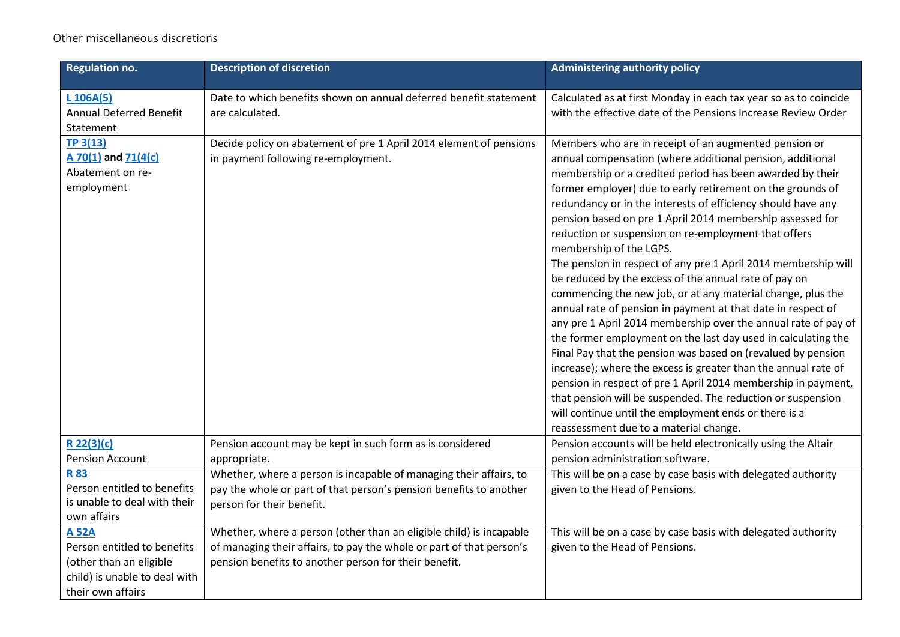Other miscellaneous discretions

| Regulation no. | Description of discretion | Administering authority policy |
| --- | --- | --- |
| **L 106A(5)** Annual Deferred Benefit Statement | Date to which benefits shown on annual deferred benefit statement are calculated. | Calculated as at first Monday in each tax year so as to coincide with the effective date of the Pensions Increase Review Order |
| **TP 3(13)** **A 70(1) and 71(4(c)** Abatement on re-employment | Decide policy on abatement of pre 1 April 2014 element of pensions in payment following re-employment. | Members who are in receipt of an augmented pension or annual compensation (where additional pension, additional membership or a credited period has been awarded by their former employer) due to early retirement on the grounds of redundancy or in the interests of efficiency should have any pension based on pre 1 April 2014 membership assessed for reduction or suspension on re-employment that offers membership of the LGPS. The pension in respect of any pre 1 April 2014 membership will be reduced by the excess of the annual rate of pay on commencing the new job, or at any material change, plus the annual rate of pension in payment at that date in respect of any pre 1 April 2014 membership over the annual rate of pay of the former employment on the last day used in calculating the Final Pay that the pension was based on (revalued by pension increase); where the excess is greater than the annual rate of pension in respect of pre 1 April 2014 membership in payment, that pension will be suspended. The reduction or suspension will continue until the employment ends or there is a reassessment due to a material change. |
| **R 22(3)(c)** Pension Account | Pension account may be kept in such form as is considered appropriate. | Pension accounts will be held electronically using the Altair pension administration software. |
| **R 83** Person entitled to benefits is unable to deal with their own affairs | Whether, where a person is incapable of managing their affairs, to pay the whole or part of that person's pension benefits to another person for their benefit. | This will be on a case by case basis with delegated authority given to the Head of Pensions. |
| **A 52A** Person entitled to benefits (other than an eligible child) is unable to deal with their own affairs | Whether, where a person (other than an eligible child) is incapable of managing their affairs, to pay the whole or part of that person's pension benefits to another person for their benefit. | This will be on a case by case basis with delegated authority given to the Head of Pensions. |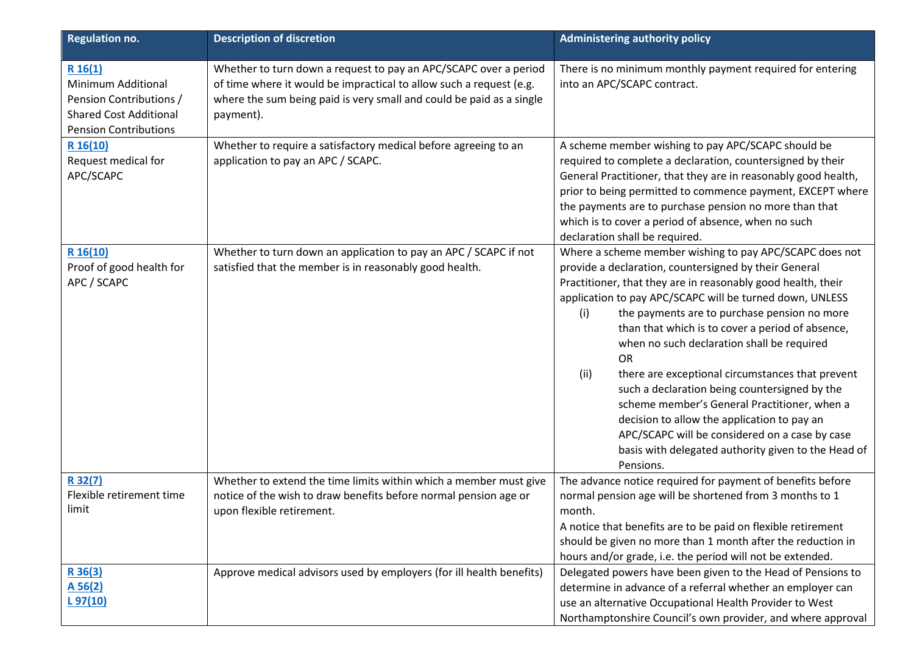| Regulation no. | Description of discretion | Administering authority policy |
|---|---|---|
| **R 16(1)** Minimum Additional Pension Contributions / Shared Cost Additional Pension Contributions | Whether to turn down a request to pay an APC/SCAPC over a period of time where it would be impractical to allow such a request (e.g. where the sum being paid is very small and could be paid as a single payment). | There is no minimum monthly payment required for entering into an APC/SCAPC contract. |
| **R 16(10)** Request medical for APC/SCAPC | Whether to require a satisfactory medical before agreeing to an application to pay an APC / SCAPC. | A scheme member wishing to pay APC/SCAPC should be required to complete a declaration, countersigned by their General Practitioner, that they are in reasonably good health, prior to being permitted to commence payment, EXCEPT where the payments are to purchase pension no more than that which is to cover a period of absence, when no such declaration shall be required. |
| **R 16(10)** Proof of good health for APC / SCAPC | Whether to turn down an application to pay an APC / SCAPC if not satisfied that the member is in reasonably good health. | Where a scheme member wishing to pay APC/SCAPC does not provide a declaration, countersigned by their General Practitioner, that they are in reasonably good health, their application to pay APC/SCAPC will be turned down, UNLESS (i) the payments are to purchase pension no more than that which is to cover a period of absence, when no such declaration shall be required OR (ii) there are exceptional circumstances that prevent such a declaration being countersigned by the scheme member's General Practitioner, when a decision to allow the application to pay an APC/SCAPC will be considered on a case by case basis with delegated authority given to the Head of Pensions. |
| **R 32(7)** Flexible retirement time limit | Whether to extend the time limits within which a member must give notice of the wish to draw benefits before normal pension age or upon flexible retirement. | The advance notice required for payment of benefits before normal pension age will be shortened from 3 months to 1 month. A notice that benefits are to be paid on flexible retirement should be given no more than 1 month after the reduction in hours and/or grade, i.e. the period will not be extended. |
| **R 36(3)** **A 56(2)** **L 97(10)** | Approve medical advisors used by employers (for ill health benefits) | Delegated powers have been given to the Head of Pensions to determine in advance of a referral whether an employer can use an alternative Occupational Health Provider to West Northamptonshire Council's own provider, and where approval |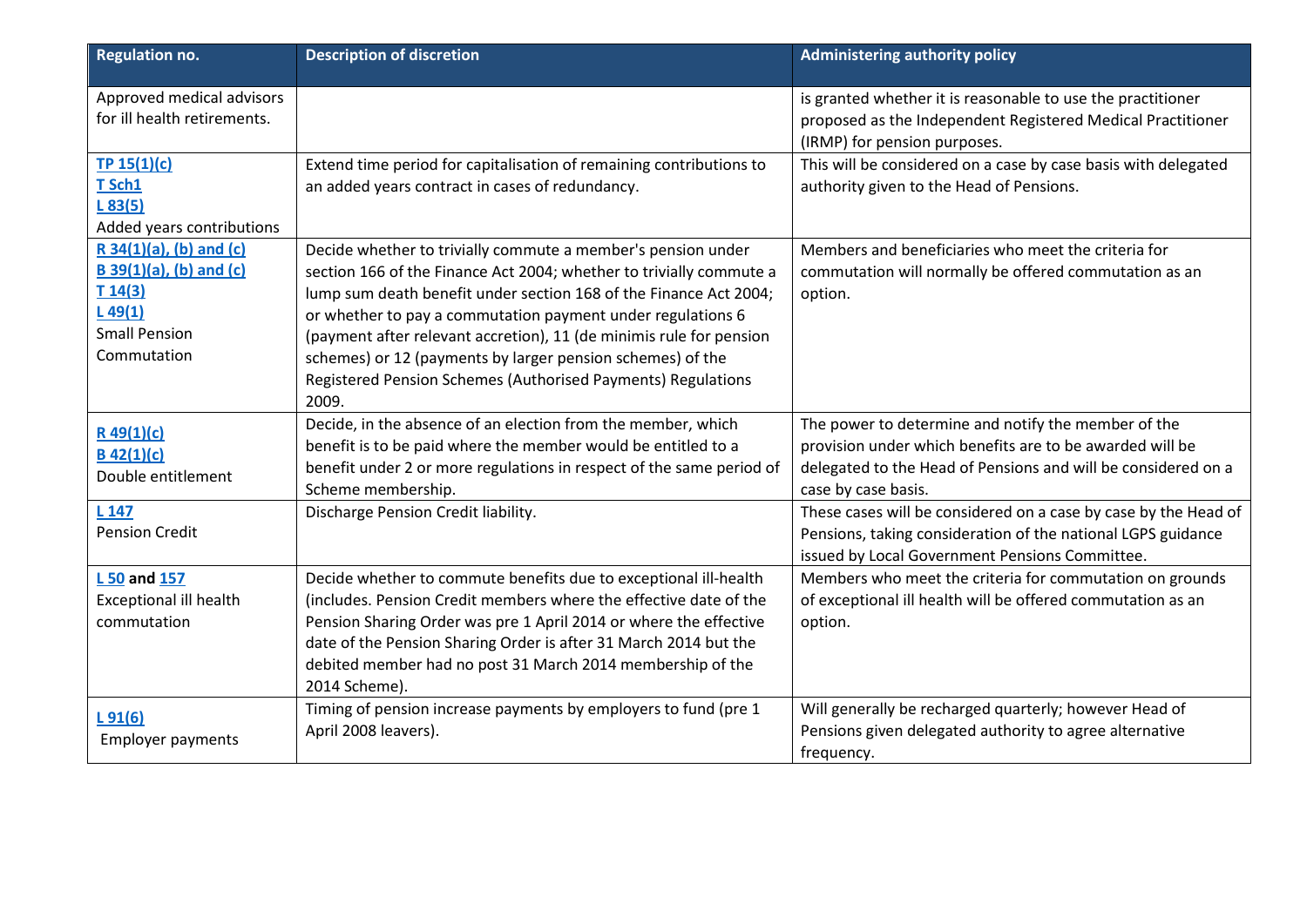| Regulation no. | Description of discretion | Administering authority policy |
|---|---|---|
| Approved medical advisors for ill health retirements. | | is granted whether it is reasonable to use the practitioner proposed as the Independent Registered Medical Practitioner (IRMP) for pension purposes. |
| TP 15(1)(c)<br>T Sch1<br>L 83(5)<br>Added years contributions | Extend time period for capitalisation of remaining contributions to an added years contract in cases of redundancy. | This will be considered on a case by case basis with delegated authority given to the Head of Pensions. |
| R 34(1)(a), (b) and (c)<br>B 39(1)(a), (b) and (c)<br>T 14(3)<br>L 49(1)<br>Small Pension Commutation | Decide whether to trivially commute a member's pension under section 166 of the Finance Act 2004; whether to trivially commute a lump sum death benefit under section 168 of the Finance Act 2004; or whether to pay a commutation payment under regulations 6 (payment after relevant accretion), 11 (de minimis rule for pension schemes) or 12 (payments by larger pension schemes) of the Registered Pension Schemes (Authorised Payments) Regulations 2009. | Members and beneficiaries who meet the criteria for commutation will normally be offered commutation as an option. |
| R 49(1)(c)<br>B 42(1)(c)<br>Double entitlement | Decide, in the absence of an election from the member, which benefit is to be paid where the member would be entitled to a benefit under 2 or more regulations in respect of the same period of Scheme membership. | The power to determine and notify the member of the provision under which benefits are to be awarded will be delegated to the Head of Pensions and will be considered on a case by case basis. |
| L 147<br>Pension Credit | Discharge Pension Credit liability. | These cases will be considered on a case by case by the Head of Pensions, taking consideration of the national LGPS guidance issued by Local Government Pensions Committee. |
| L 50 **and** 157<br>Exceptional ill health commutation | Decide whether to commute benefits due to exceptional ill-health (includes. Pension Credit members where the effective date of the Pension Sharing Order was pre 1 April 2014 or where the effective date of the Pension Sharing Order is after 31 March 2014 but the debited member had no post 31 March 2014 membership of the 2014 Scheme). | Members who meet the criteria for commutation on grounds of exceptional ill health will be offered commutation as an option. |
| L 91(6)<br>Employer payments | Timing of pension increase payments by employers to fund (pre 1 April 2008 leavers). | Will generally be recharged quarterly; however Head of Pensions given delegated authority to agree alternative frequency. |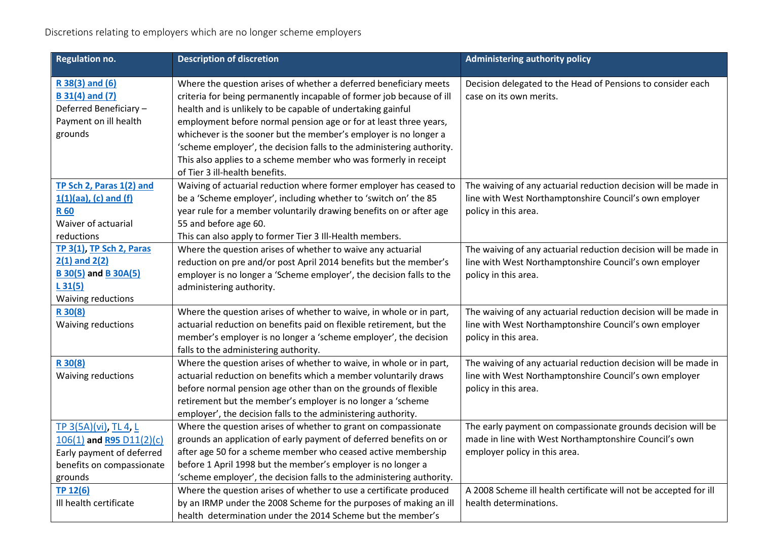Discretions relating to employers which are no longer scheme employers

| Regulation no. | Description of discretion | Administering authority policy |
|---|---|---|
| **R 38(3) and (6)**<br>**B 31(4) and (7)**<br>Deferred Beneficiary – Payment on ill health grounds | Where the question arises of whether a deferred beneficiary meets criteria for being permanently incapable of former job because of ill health and is unlikely to be capable of undertaking gainful employment before normal pension age or for at least three years, whichever is the sooner but the member's employer is no longer a 'scheme employer', the decision falls to the administering authority. This also applies to a scheme member who was formerly in receipt of Tier 3 ill-health benefits. | Decision delegated to the Head of Pensions to consider each case on its own merits. |
| **TP Sch 2, Paras 1(2) and 1(1)(aa), (c) and (f)**<br>**R 60**<br>Waiver of actuarial reductions | Waiving of actuarial reduction where former employer has ceased to be a 'Scheme employer', including whether to 'switch on' the 85 year rule for a member voluntarily drawing benefits on or after age 55 and before age 60.<br>This can also apply to former Tier 3 Ill-Health members. | The waiving of any actuarial reduction decision will be made in line with West Northamptonshire Council's own employer policy in this area. |
| **TP 3(1)**, **TP Sch 2, Paras 2(1) and 2(2)**<br>**B 30(5)** and **B 30A(5)**<br>**L 31(5)**<br>Waiving reductions | Where the question arises of whether to waive any actuarial reduction on pre and/or post April 2014 benefits but the member's employer is no longer a 'Scheme employer', the decision falls to the administering authority. | The waiving of any actuarial reduction decision will be made in line with West Northamptonshire Council's own employer policy in this area. |
| **R 30(8)**<br>Waiving reductions | Where the question arises of whether to waive, in whole or in part, actuarial reduction on benefits paid on flexible retirement, but the member's employer is no longer a 'scheme employer', the decision falls to the administering authority. | The waiving of any actuarial reduction decision will be made in line with West Northamptonshire Council's own employer policy in this area. |
| **R 30(8)**<br>Waiving reductions | Where the question arises of whether to waive, in whole or in part, actuarial reduction on benefits which a member voluntarily draws before normal pension age other than on the grounds of flexible retirement but the member's employer is no longer a 'scheme employer', the decision falls to the administering authority. | The waiving of any actuarial reduction decision will be made in line with West Northamptonshire Council's own employer policy in this area. |
| TP 3(5A)(vi), TL 4, L 106(1) **and R95** D11(2)(c)<br>Early payment of deferred benefits on compassionate grounds | Where the question arises of whether to grant on compassionate grounds an application of early payment of deferred benefits on or after age 50 for a scheme member who ceased active membership before 1 April 1998 but the member's employer is no longer a 'scheme employer', the decision falls to the administering authority. | The early payment on compassionate grounds decision will be made in line with West Northamptonshire Council's own employer policy in this area. |
| **TP 12(6)**<br>Ill health certificate | Where the question arises of whether to use a certificate produced by an IRMP under the 2008 Scheme for the purposes of making an ill health determination under the 2014 Scheme but the member's | A 2008 Scheme ill health certificate will not be accepted for ill health determinations. |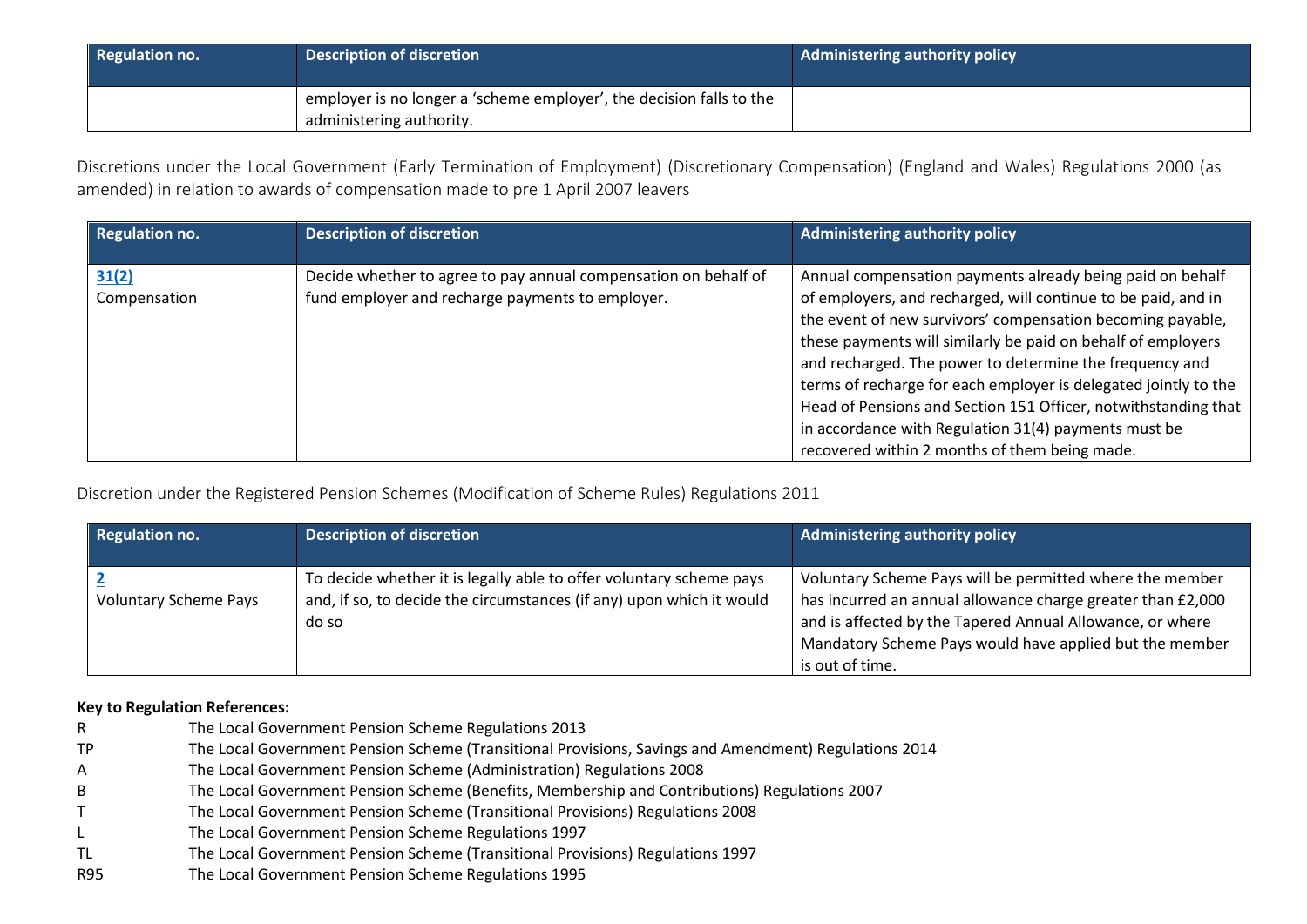| Regulation no. | Description of discretion | Administering authority policy |
|---|---|---|
| | employer is no longer a 'scheme employer', the decision falls to the administering authority. | |

Discretions under the Local Government (Early Termination of Employment) (Discretionary Compensation) (England and Wales) Regulations 2000 (as amended) in relation to awards of compensation made to pre 1 April 2007 leavers

| Regulation no. | Description of discretion | Administering authority policy |
|---|---|---|
| 31(2) Compensation | Decide whether to agree to pay annual compensation on behalf of fund employer and recharge payments to employer. | Annual compensation payments already being paid on behalf of employers, and recharged, will continue to be paid, and in the event of new survivors' compensation becoming payable, these payments will similarly be paid on behalf of employers and recharged. The power to determine the frequency and terms of recharge for each employer is delegated jointly to the Head of Pensions and Section 151 Officer, notwithstanding that in accordance with Regulation 31(4) payments must be recovered within 2 months of them being made. |

Discretion under the Registered Pension Schemes (Modification of Scheme Rules) Regulations 2011

| Regulation no. | Description of discretion | Administering authority policy |
|---|---|---|
| 2 Voluntary Scheme Pays | To decide whether it is legally able to offer voluntary scheme pays and, if so, to decide the circumstances (if any) upon which it would do so | Voluntary Scheme Pays will be permitted where the member has incurred an annual allowance charge greater than £2,000 and is affected by the Tapered Annual Allowance, or where Mandatory Scheme Pays would have applied but the member is out of time. |

**Key to Regulation References:**

| | |
|---|---|
| R | The Local Government Pension Scheme Regulations 2013 |
| TP | The Local Government Pension Scheme (Transitional Provisions, Savings and Amendment) Regulations 2014 |
| A | The Local Government Pension Scheme (Administration) Regulations 2008 |
| B | The Local Government Pension Scheme (Benefits, Membership and Contributions) Regulations 2007 |
| T | The Local Government Pension Scheme (Transitional Provisions) Regulations 2008 |
| L | The Local Government Pension Scheme Regulations 1997 |
| TL | The Local Government Pension Scheme (Transitional Provisions) Regulations 1997 |
| R95 | The Local Government Pension Scheme Regulations 1995 |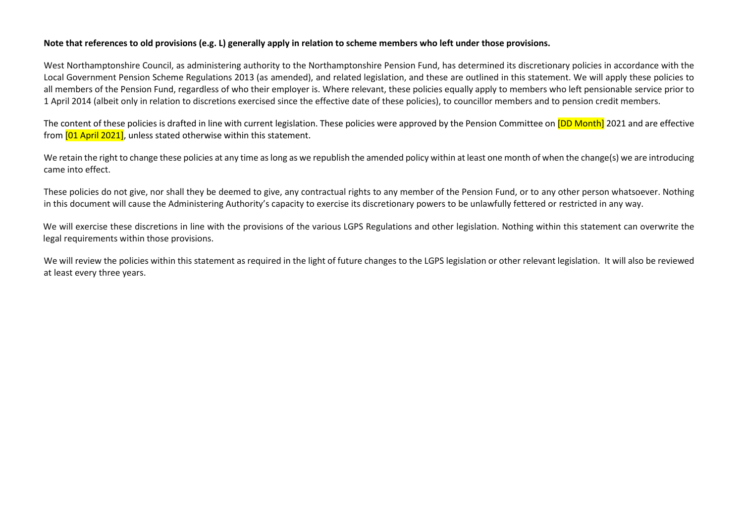**Note that references to old provisions (e.g. L) generally apply in relation to scheme members who left under those provisions.**

West Northamptonshire Council, as administering authority to the Northamptonshire Pension Fund, has determined its discretionary policies in accordance with the Local Government Pension Scheme Regulations 2013 (as amended), and related legislation, and these are outlined in this statement. We will apply these policies to all members of the Pension Fund, regardless of who their employer is. Where relevant, these policies equally apply to members who left pensionable service prior to 1 April 2014 (albeit only in relation to discretions exercised since the effective date of these policies), to councillor members and to pension credit members.

The content of these policies is drafted in line with current legislation. These policies were approved by the Pension Committee on [DD Month] 2021 and are effective from [01 April 2021], unless stated otherwise within this statement.

We retain the right to change these policies at any time as long as we republish the amended policy within at least one month of when the change(s) we are introducing came into effect.

These policies do not give, nor shall they be deemed to give, any contractual rights to any member of the Pension Fund, or to any other person whatsoever. Nothing in this document will cause the Administering Authority's capacity to exercise its discretionary powers to be unlawfully fettered or restricted in any way.

We will exercise these discretions in line with the provisions of the various LGPS Regulations and other legislation. Nothing within this statement can overwrite the legal requirements within those provisions.

We will review the policies within this statement as required in the light of future changes to the LGPS legislation or other relevant legislation. It will also be reviewed at least every three years.